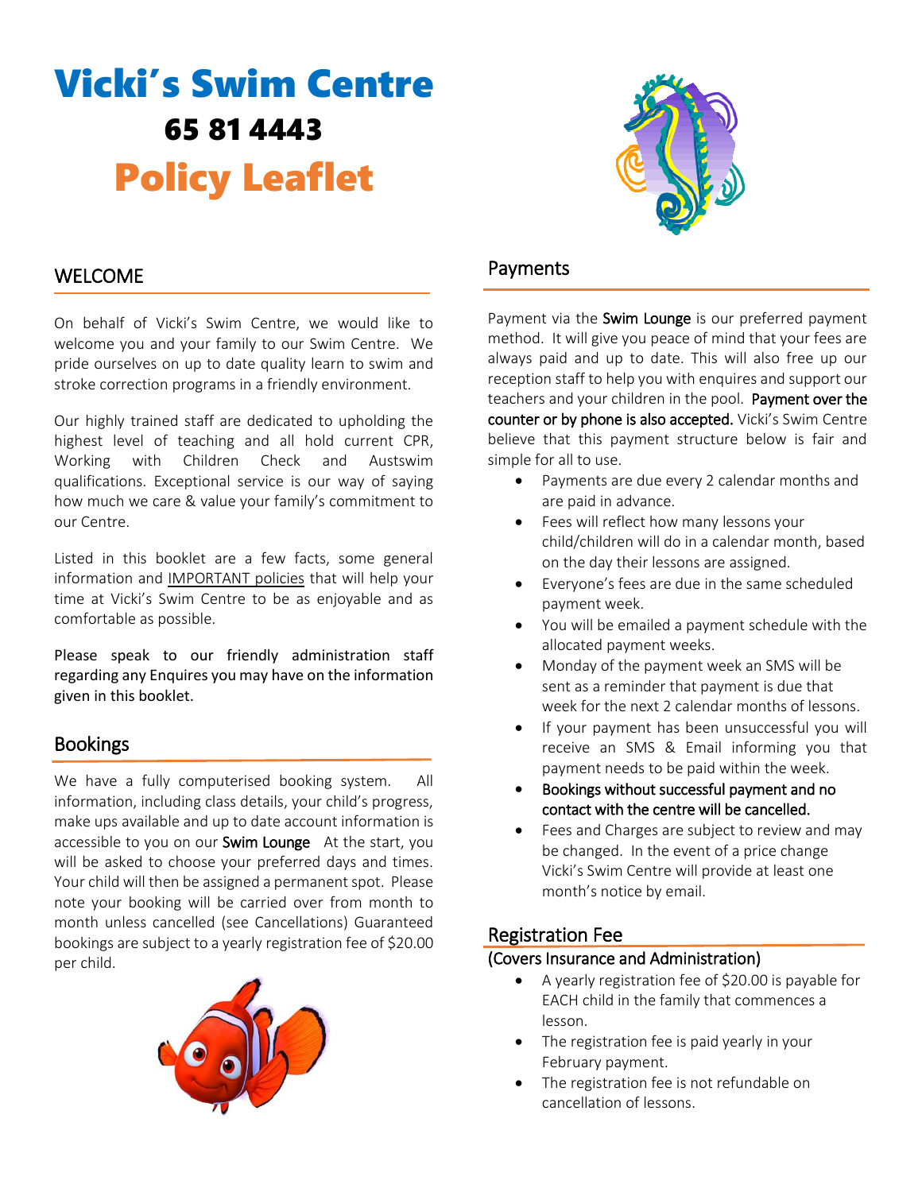# Vicki's Swim Centre

## 65 81 4443

# Policy Leaflet

## WELCOME

On behalf of Vicki's Swim Centre, we would like to welcome you and your family to our Swim Centre. We pride ourselves on up to date quality learn to swim and stroke correction programs in a friendly environment.

Our highly trained staff are dedicated to upholding the highest level of teaching and all hold current CPR, Working with Children Check and Austswim qualifications. Exceptional service is our way of saying how much we care & value your family's commitment to our Centre.

Listed in this booklet are a few facts, some general information and IMPORTANT policies that will help your time at Vicki's Swim Centre to be as enjoyable and as comfortable as possible.

Please speak to our friendly administration staff regarding any Enquires you may have on the information given in this booklet.

## Bookings

We have a fully computerised booking system. All information, including class details, your child's progress, make ups available and up to date account information is accessible to you on our Swim Lounge At the start, you will be asked to choose your preferred days and times. Your child will then be assigned a permanent spot. Please note your booking will be carried over from month to month unless cancelled (see Cancellations) Guaranteed bookings are subject to a yearly registration fee of $20.00 per child.

## Payments

Payment via the Swim Lounge is our preferred payment method. It will give you peace of mind that your fees are always paid and up to date. This will also free up our reception staff to help you with enquires and support our teachers and your children in the pool. Payment over the counter or by phone is also accepted. Vicki's Swim Centre believe that this payment structure below is fair and simple for all to use.

- Payments are due every 2 calendar months and are paid in advance.
- Fees will reflect how many lessons your child/children will do in a calendar month, based on the day their lessons are assigned.
- Everyone's fees are due in the same scheduled payment week.
- You will be emailed a payment schedule with the allocated payment weeks.
- Monday of the payment week an SMS will be sent as a reminder that payment is due that week for the next 2 calendar months of lessons.
- If your payment has been unsuccessful you will receive an SMS & Email informing you that payment needs to be paid within the week.
- Bookings without successful payment and no contact with the centre will be cancelled.
- Fees and Charges are subject to review and may be changed. In the event of a price change Vicki's Swim Centre will provide at least one month's notice by email.

## Registration Fee

(Covers Insurance and Administration)

- A yearly registration fee of $20.00 is payable for EACH child in the family that commences a lesson.
- The registration fee is paid yearly in your February payment.
- The registration fee is not refundable on cancellation of lessons.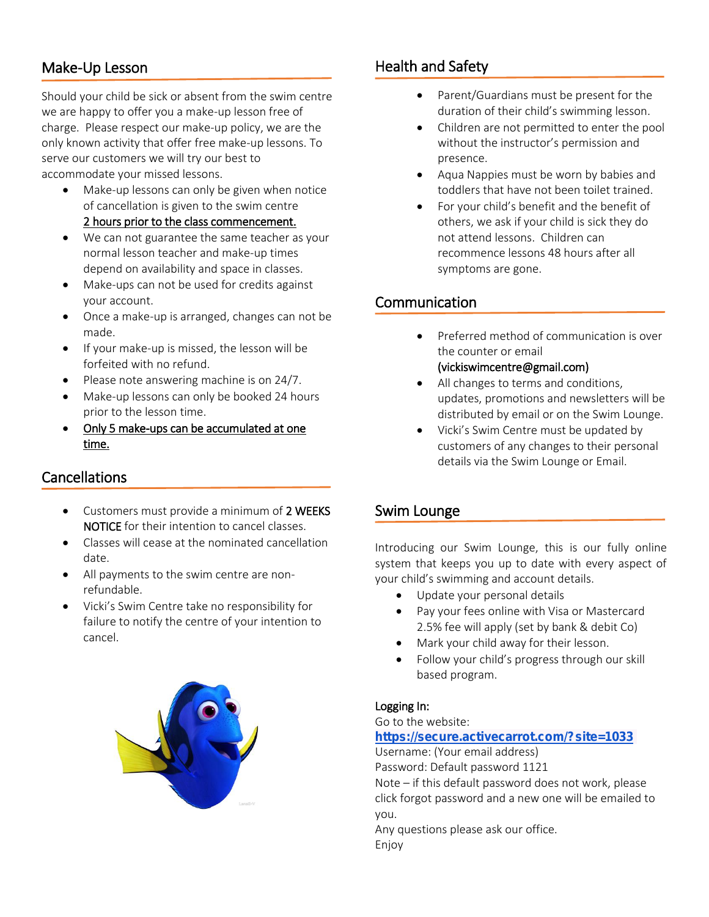## Make-Up Lesson

Should your child be sick or absent from the swim centre we are happy to offer you a make-up lesson free of charge. Please respect our make-up policy, we are the only known activity that offer free make-up lessons. To serve our customers we will try our best to accommodate your missed lessons.

- Make-up lessons can only be given when notice of cancellation is given to the swim centre 2 hours prior to the class commencement.
- We can not guarantee the same teacher as your normal lesson teacher and make-up times depend on availability and space in classes.
- Make-ups can not be used for credits against your account.
- Once a make-up is arranged, changes can not be made.
- If your make-up is missed, the lesson will be forfeited with no refund.
- Please note answering machine is on 24/7.
- Make-up lessons can only be booked 24 hours prior to the lesson time.
- Only 5 make-ups can be accumulated at one time.

## Cancellations

- Customers must provide a minimum of 2 WEEKS NOTICE for their intention to cancel classes.
- Classes will cease at the nominated cancellation date.
- All payments to the swim centre are non-refundable.
- Vicki's Swim Centre take no responsibility for failure to notify the centre of your intention to cancel.

## Health and Safety

- Parent/Guardians must be present for the duration of their child's swimming lesson.
- Children are not permitted to enter the pool without the instructor's permission and presence.
- Aqua Nappies must be worn by babies and toddlers that have not been toilet trained.
- For your child's benefit and the benefit of others, we ask if your child is sick they do not attend lessons. Children can recommence lessons 48 hours after all symptoms are gone.

## Communication

- Preferred method of communication is over the counter or email (vickiswimcentre@gmail.com)
- All changes to terms and conditions, updates, promotions and newsletters will be distributed by email or on the Swim Lounge.
- Vicki's Swim Centre must be updated by customers of any changes to their personal details via the Swim Lounge or Email.

## Swim Lounge

Introducing our Swim Lounge, this is our fully online system that keeps you up to date with every aspect of your child's swimming and account details.

- Update your personal details
- Pay your fees online with Visa or Mastercard 2.5% fee will apply (set by bank & debit Co)
- Mark your child away for their lesson.
- Follow your child's progress through our skill based program.

Logging In:
Go to the website:
**https://secure.activecarrot.com/?site=1033**
Username: (Your email address)
Password: Default password 1121
Note – if this default password does not work, please click forgot password and a new one will be emailed to you.
Any questions please ask our office.
Enjoy